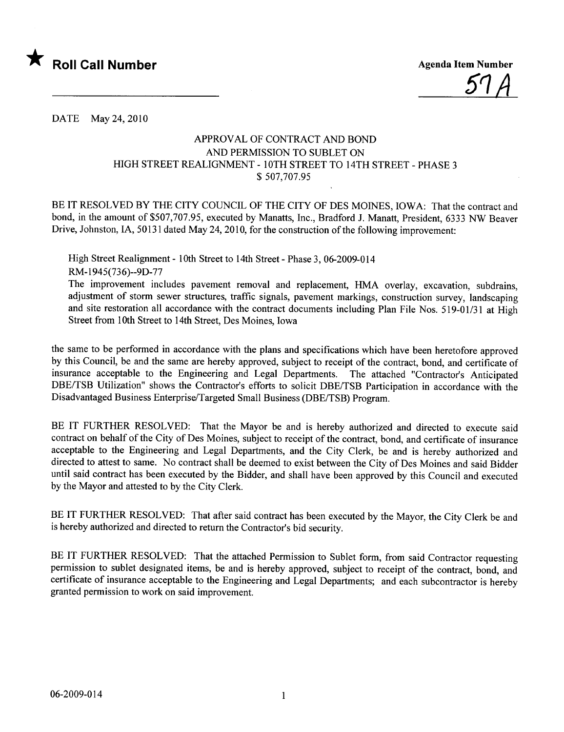★ **Roll Call Number**

Agenda Item Number

57A

DATE May 24, 2010

### APPROVAL OF CONTRACT AND BOND AND PERMISSION TO SUBLET ON HIGH STREET REALIGNMENT - 10TH STREET TO 14TH STREET - PHASE 3 $ 507,707.95

BE IT RESOLVED BY THE CITY COUNCIL OF THE CITY OF DES MOINES, IOWA: That the contract and bond, in the amount of $507,707.95, executed by Manatts, Inc., Bradford J. Manatt, President, 6333 NW Beaver Drive, Johnston, IA, 50131 dated May 24, 2010, for the construction of the following improvement:

High Street Realignment - 10th Street to 14th Street - Phase 3, 06-2009-014
RM-1945(736)--9D-77
The improvement includes pavement removal and replacement, HMA overlay, excavation, subdrains, adjustment of storm sewer structures, traffic signals, pavement markings, construction survey, landscaping and site restoration all accordance with the contract documents including Plan File Nos. 519-01/31 at High Street from 10th Street to 14th Street, Des Moines, Iowa

the same to be performed in accordance with the plans and specifications which have been heretofore approved by this Council, be and the same are hereby approved, subject to receipt of the contract, bond, and certificate of insurance acceptable to the Engineering and Legal Departments. The attached "Contractor's Anticipated DBE/TSB Utilization" shows the Contractor's efforts to solicit DBE/TSB Participation in accordance with the Disadvantaged Business Enterprise/Targeted Small Business (DBE/TSB) Program.

BE IT FURTHER RESOLVED: That the Mayor be and is hereby authorized and directed to execute said contract on behalf of the City of Des Moines, subject to receipt of the contract, bond, and certificate of insurance acceptable to the Engineering and Legal Departments, and the City Clerk, be and is hereby authorized and directed to attest to same. No contract shall be deemed to exist between the City of Des Moines and said Bidder until said contract has been executed by the Bidder, and shall have been approved by this Council and executed by the Mayor and attested to by the City Clerk.

BE IT FURTHER RESOLVED: That after said contract has been executed by the Mayor, the City Clerk be and is hereby authorized and directed to return the Contractor's bid security.

BE IT FURTHER RESOLVED: That the attached Permission to Sublet form, from said Contractor requesting permission to sublet designated items, be and is hereby approved, subject to receipt of the contract, bond, and certificate of insurance acceptable to the Engineering and Legal Departments; and each subcontractor is hereby granted permission to work on said improvement.

06-2009-014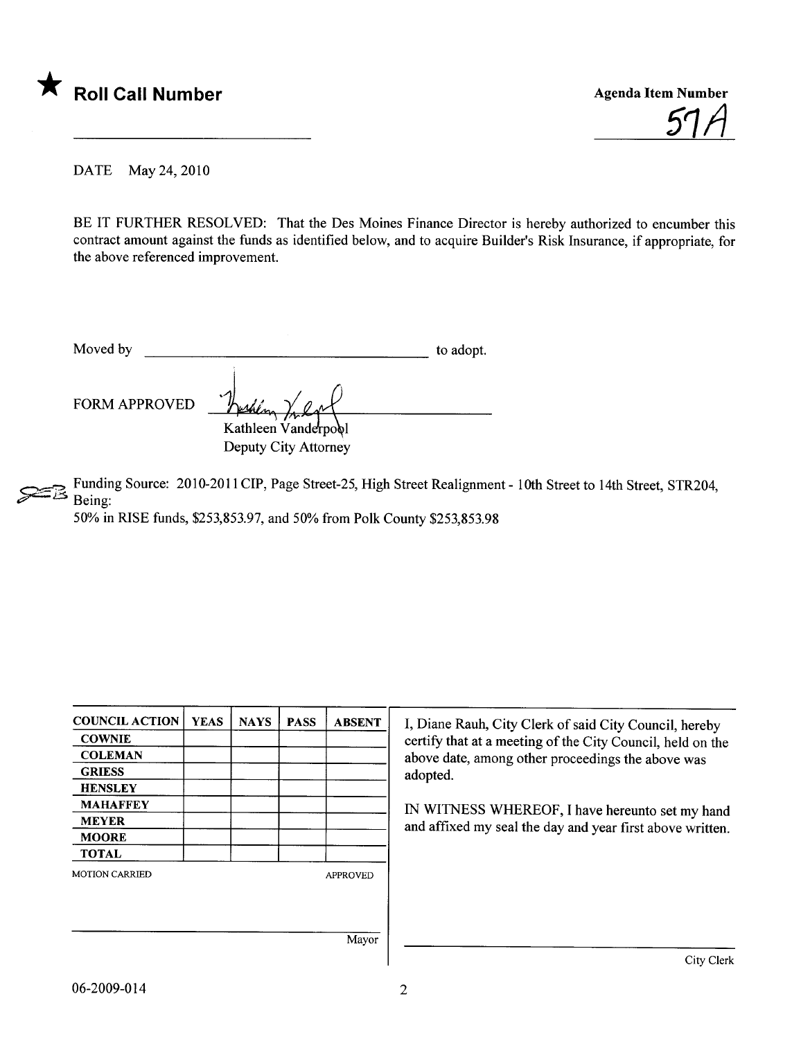★ **Roll Call Number**

**Agenda Item Number**

57A

DATE May 24, 2010

BE IT FURTHER RESOLVED: That the Des Moines Finance Director is hereby authorized to encumber this contract amount against the funds as identified below, and to acquire Builder's Risk Insurance, if appropriate, for the above referenced improvement.

Moved by ________________________________ to adopt.

FORM APPROVED

Kathleen Vanderpool
Deputy City Attorney

Funding Source: 2010-2011 CIP, Page Street-25, High Street Realignment - 10th Street to 14th Street, STR204, Being:
50% in RISE funds, $253,853.97, and 50% from Polk County $253,853.98

| COUNCIL ACTION | YEAS | NAYS | PASS | ABSENT |
| --- | --- | --- | --- | --- |
| COWNIE | | | | |
| COLEMAN | | | | |
| GRIESS | | | | |
| HENSLEY | | | | |
| MAHAFFEY | | | | |
| MEYER | | | | |
| MOORE | | | | |
| TOTAL | | | | |

MOTION CARRIED APPROVED

Mayor

I, Diane Rauh, City Clerk of said City Council, hereby certify that at a meeting of the City Council, held on the above date, among other proceedings the above was adopted.

IN WITNESS WHEREOF, I have hereunto set my hand and affixed my seal the day and year first above written.

City Clerk

06-2009-014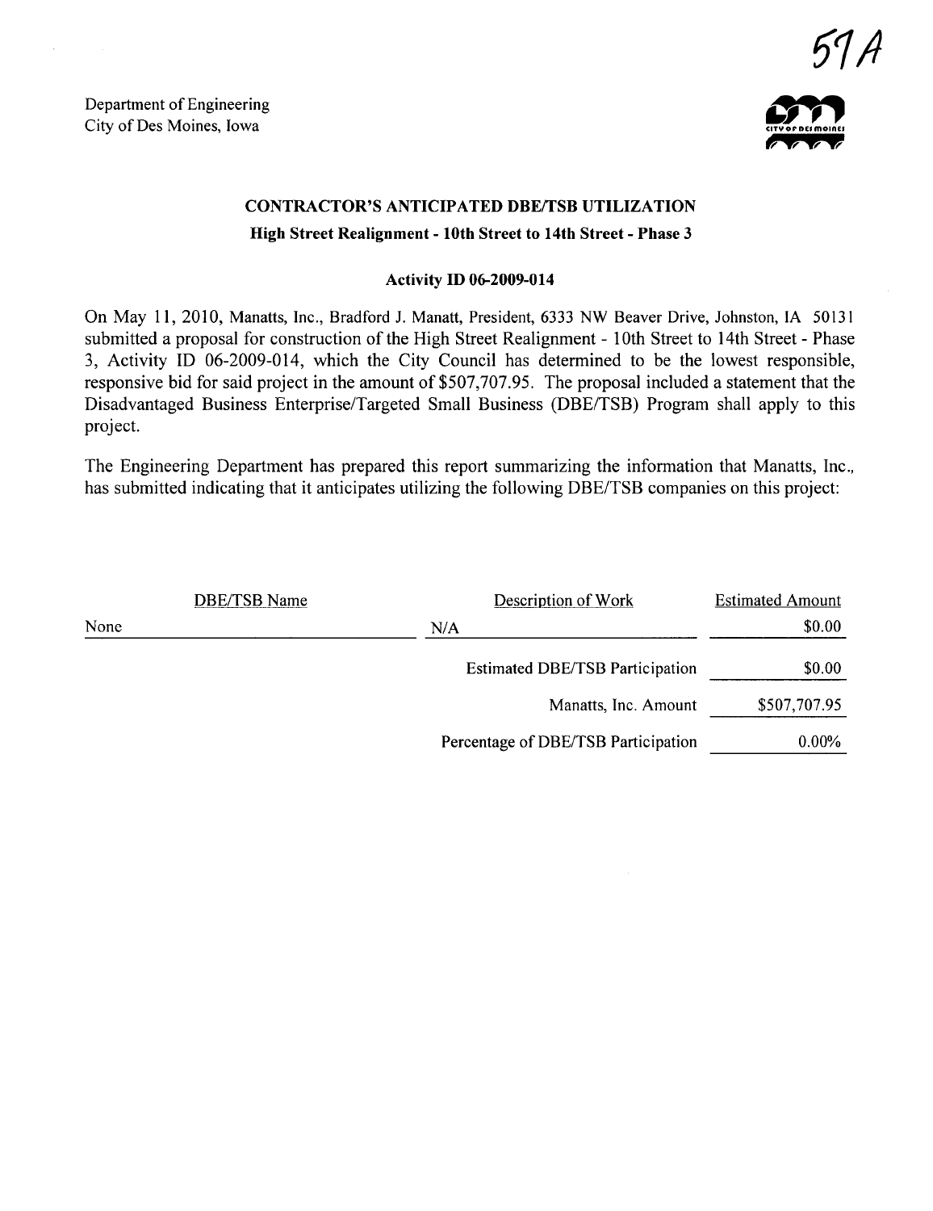57A

Department of Engineering
City of Des Moines, Iowa

## CONTRACTOR'S ANTICIPATED DBE/TSB UTILIZATION

**High Street Realignment - 10th Street to 14th Street - Phase 3**

**Activity ID 06-2009-014**

On May 11, 2010, Manatts, Inc., Bradford J. Manatt, President, 6333 NW Beaver Drive, Johnston, IA 50131 submitted a proposal for construction of the High Street Realignment - 10th Street to 14th Street - Phase 3, Activity ID 06-2009-014, which the City Council has determined to be the lowest responsible, responsive bid for said project in the amount of $507,707.95. The proposal included a statement that the Disadvantaged Business Enterprise/Targeted Small Business (DBE/TSB) Program shall apply to this project.

The Engineering Department has prepared this report summarizing the information that Manatts, Inc., has submitted indicating that it anticipates utilizing the following DBE/TSB companies on this project:

| DBE/TSB Name | Description of Work | Estimated Amount |
|---|---|---|
| None | N/A | $0.00 |
| | Estimated DBE/TSB Participation | $0.00 |
| | Manatts, Inc. Amount | $507,707.95 |
| | Percentage of DBE/TSB Participation | 0.00% |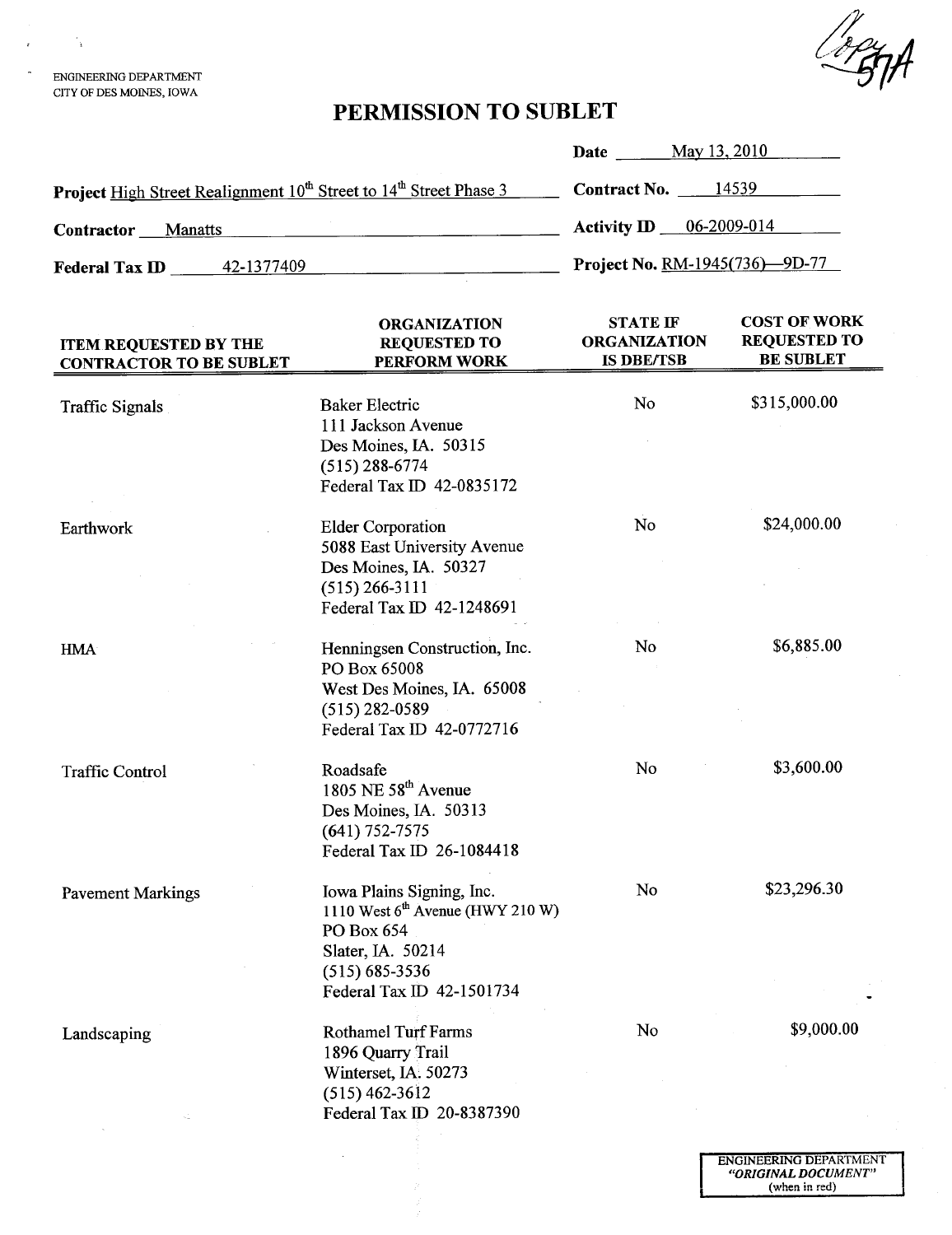ENGINEERING DEPARTMENT
CITY OF DES MOINES, IOWA

Copy 57A

# PERMISSION TO SUBLET

**Date** May 13, 2010

**Project** High Street Realignment 10th Street to 14th Street Phase 3

**Contract No.** 14539

**Contractor** Manatts

**Activity ID** 06-2009-014

**Federal Tax ID** 42-1377409

**Project No.** RM-1945(736)—9D-77

| ITEM REQUESTED BY THE CONTRACTOR TO BE SUBLET | ORGANIZATION REQUESTED TO PERFORM WORK | STATE IF ORGANIZATION IS DBE/TSB | COST OF WORK REQUESTED TO BE SUBLET |
|---|---|---|---|
| Traffic Signals | Baker Electric<br>111 Jackson Avenue<br>Des Moines, IA. 50315<br>(515) 288-6774<br>Federal Tax ID 42-0835172 | No | $315,000.00 |
| Earthwork | Elder Corporation<br>5088 East University Avenue<br>Des Moines, IA. 50327<br>(515) 266-3111<br>Federal Tax ID 42-1248691 | No | $24,000.00 |
| HMA | Henningsen Construction, Inc.<br>PO Box 65008<br>West Des Moines, IA. 65008<br>(515) 282-0589<br>Federal Tax ID 42-0772716 | No | $6,885.00 |
| Traffic Control | Roadsafe<br>1805 NE 58th Avenue<br>Des Moines, IA. 50313<br>(641) 752-7575<br>Federal Tax ID 26-1084418 | No | $3,600.00 |
| Pavement Markings | Iowa Plains Signing, Inc.<br>1110 West 6th Avenue (HWY 210 W)<br>PO Box 654<br>Slater, IA. 50214<br>(515) 685-3536<br>Federal Tax ID 42-1501734 | No | $23,296.30 |
| Landscaping | Rothamel Turf Farms<br>1896 Quarry Trail<br>Winterset, IA. 50273<br>(515) 462-3612<br>Federal Tax ID 20-8387390 | No | $9,000.00 |

ENGINEERING DEPARTMENT
*"ORIGINAL DOCUMENT"*
(when in red)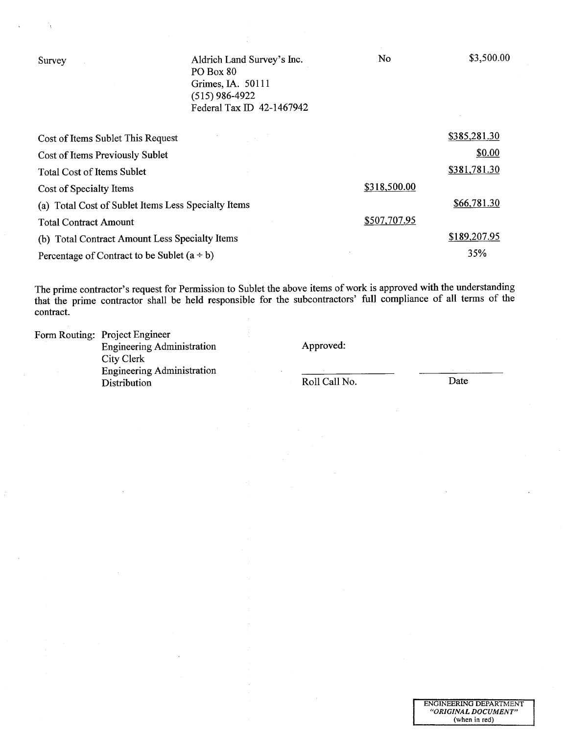| | | | |
|---|---|---|---|
| Survey | Aldrich Land Survey's Inc.<br>PO Box 80<br>Grimes, IA. 50111<br>(515) 986-4922<br>Federal Tax ID 42-1467942 | No | $3,500.00 |

| | | |
|---|---|---|
| Cost of Items Sublet This Request | | $385,281.30 |
| Cost of Items Previously Sublet | | $0.00 |
| Total Cost of Items Sublet | | $381,781.30 |
| Cost of Specialty Items | $318,500.00 | |
| (a) Total Cost of Sublet Items Less Specialty Items | | $66,781.30 |
| Total Contract Amount | $507,707.95 | |
| (b) Total Contract Amount Less Specialty Items | | $189,207.95 |
| Percentage of Contract to be Sublet (a ÷ b) | | 35% |

The prime contractor's request for Permission to Sublet the above items of work is approved with the understanding that the prime contractor shall be held responsible for the subcontractors' full compliance of all terms of the contract.

Form Routing: Project Engineer
Engineering Administration
City Clerk
Engineering Administration
Distribution

Approved:

______________ Roll Call No.

______________ Date

ENGINEERING DEPARTMENT
*"ORIGINAL DOCUMENT"*
(when in red)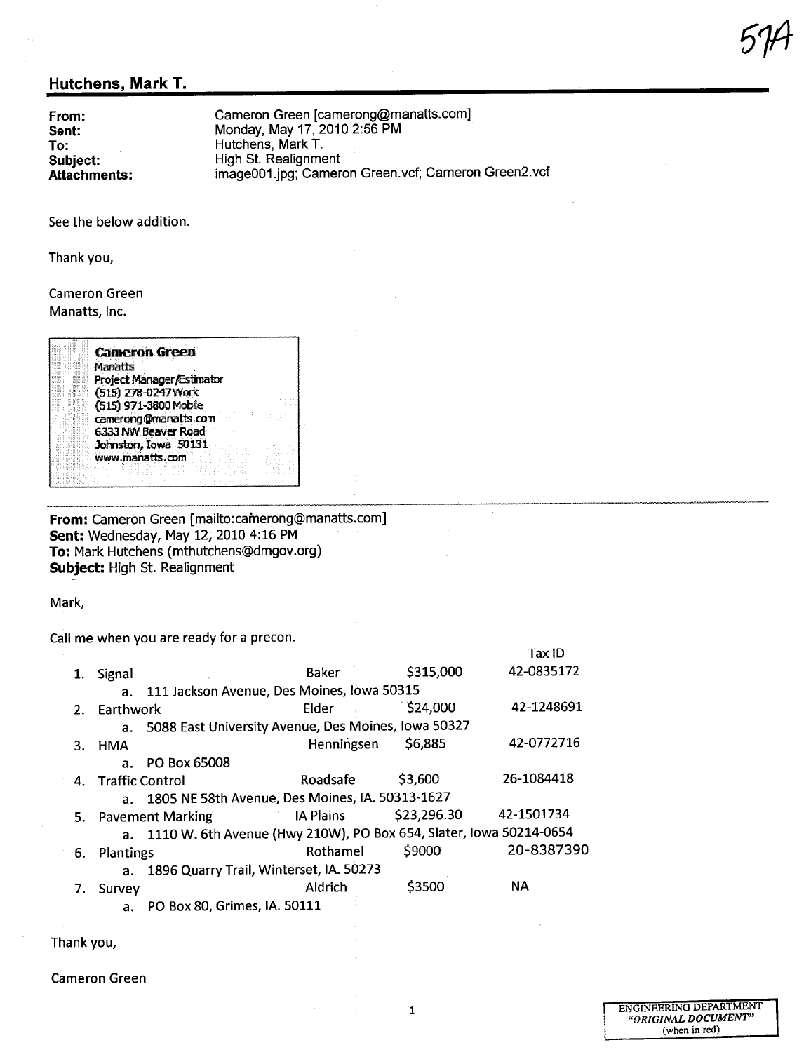57A

## Hutchens, Mark T.

| | |
|---|---|
| **From:** | Cameron Green [camerong@manatts.com] |
| **Sent:** | Monday, May 17, 2010 2:56 PM |
| **To:** | Hutchens, Mark T. |
| **Subject:** | High St. Realignment |
| **Attachments:** | image001.jpg; Cameron Green.vcf; Cameron Green2.vcf |

See the below addition.

Thank you,

Cameron Green
Manatts, Inc.

**Cameron Green**
Manatts
Project Manager/Estimator
(515) 278-0247 Work
(515) 971-3800 Mobile
camerong@manatts.com
6333 NW Beaver Road
Johnston, Iowa 50131
www.manatts.com

---

**From:** Cameron Green [mailto:camerong@manatts.com]
**Sent:** Wednesday, May 12, 2010 4:16 PM
**To:** Mark Hutchens (mthutchens@dmgov.org)
**Subject:** High St. Realignment

Mark,

Call me when you are ready for a precon.

| | | | | Tax ID |
|---|---|---|---|---|
| 1. | Signal | Baker | $315,000 | 42-0835172 |
| | a. 111 Jackson Avenue, Des Moines, Iowa 50315 | | | |
| 2. | Earthwork | Elder | $24,000 | 42-1248691 |
| | a. 5088 East University Avenue, Des Moines, Iowa 50327 | | | |
| 3. | HMA | Henningsen | $6,885 | 42-0772716 |
| | a. PO Box 65008 | | | |
| 4. | Traffic Control | Roadsafe | $3,600 | 26-1084418 |
| | a. 1805 NE 58th Avenue, Des Moines, IA. 50313-1627 | | | |
| 5. | Pavement Marking | IA Plains | $23,296.30 | 42-1501734 |
| | a. 1110 W. 6th Avenue (Hwy 210W), PO Box 654, Slater, Iowa 50214-0654 | | | |
| 6. | Plantings | Rothamel | $9000 | 20-8387390 |
| | a. 1896 Quarry Trail, Winterset, IA. 50273 | | | |
| 7. | Survey | Aldrich | $3500 | NA |
| | a. PO Box 80, Grimes, IA. 50111 | | | |

Thank you,

Cameron Green

ENGINEERING DEPARTMENT
*"ORIGINAL DOCUMENT"*
(when in red)